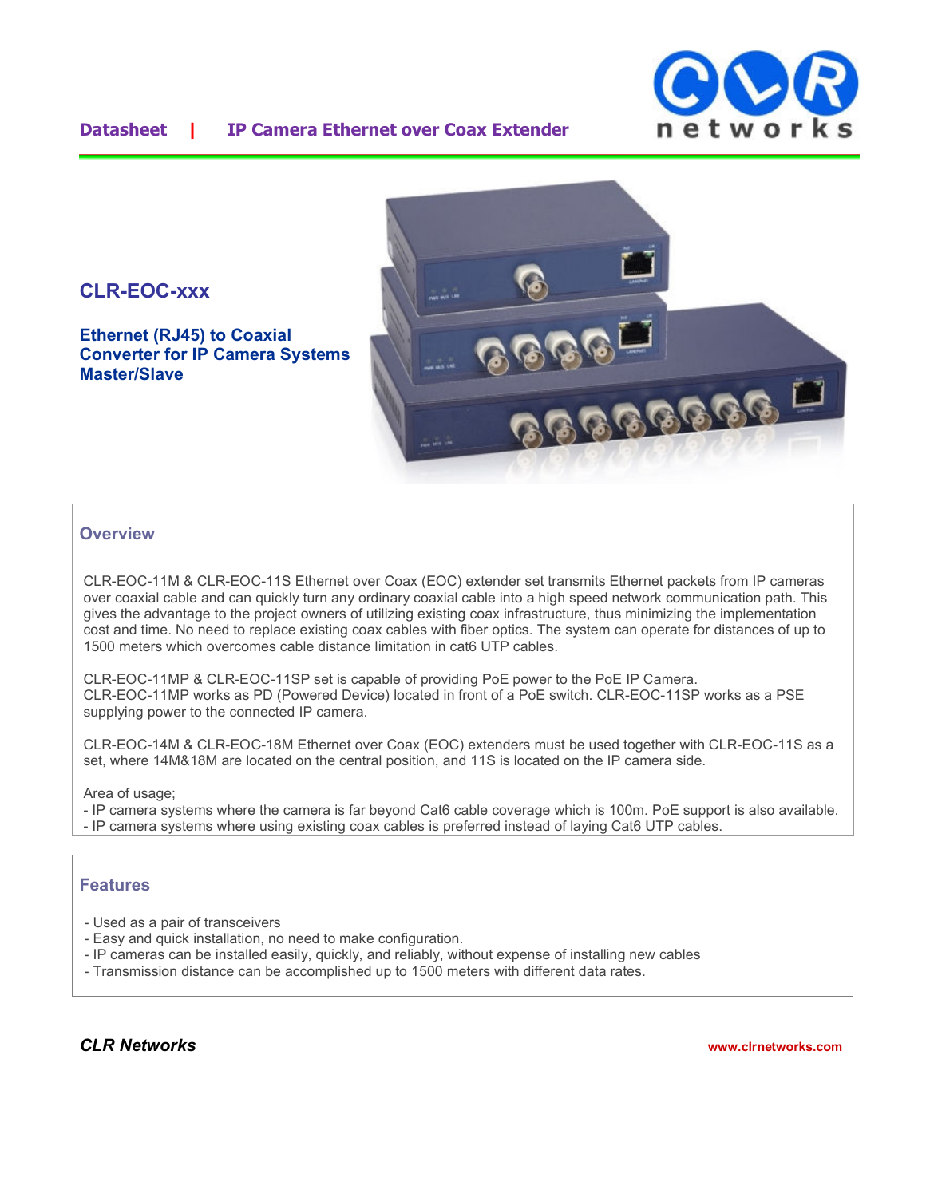Datasheet | IP Camera Ethernet over Coax Extender

# CLR-EOC-xxx

## Ethernet (RJ45) to Coaxial Converter for IP Camera Systems Master/Slave

## Overview

CLR-EOC-11M & CLR-EOC-11S Ethernet over Coax (EOC) extender set transmits Ethernet packets from IP cameras over coaxial cable and can quickly turn any ordinary coaxial cable into a high speed network communication path. This gives the advantage to the project owners of utilizing existing coax infrastructure, thus minimizing the implementation cost and time. No need to replace existing coax cables with fiber optics. The system can operate for distances of up to 1500 meters which overcomes cable distance limitation in cat6 UTP cables.

CLR-EOC-11MP & CLR-EOC-11SP set is capable of providing PoE power to the PoE IP Camera. CLR-EOC-11MP works as PD (Powered Device) located in front of a PoE switch. CLR-EOC-11SP works as a PSE supplying power to the connected IP camera.

CLR-EOC-14M & CLR-EOC-18M Ethernet over Coax (EOC) extenders must be used together with CLR-EOC-11S as a set, where 14M&18M are located on the central position, and 11S is located on the IP camera side.

Area of usage;
- IP camera systems where the camera is far beyond Cat6 cable coverage which is 100m. PoE support is also available.
- IP camera systems where using existing coax cables is preferred instead of laying Cat6 UTP cables.

## Features

- Used as a pair of transceivers
- Easy and quick installation, no need to make configuration.
- IP cameras can be installed easily, quickly, and reliably, without expense of installing new cables
- Transmission distance can be accomplished up to 1500 meters with different data rates.

*CLR Networks* www.clrnetworks.com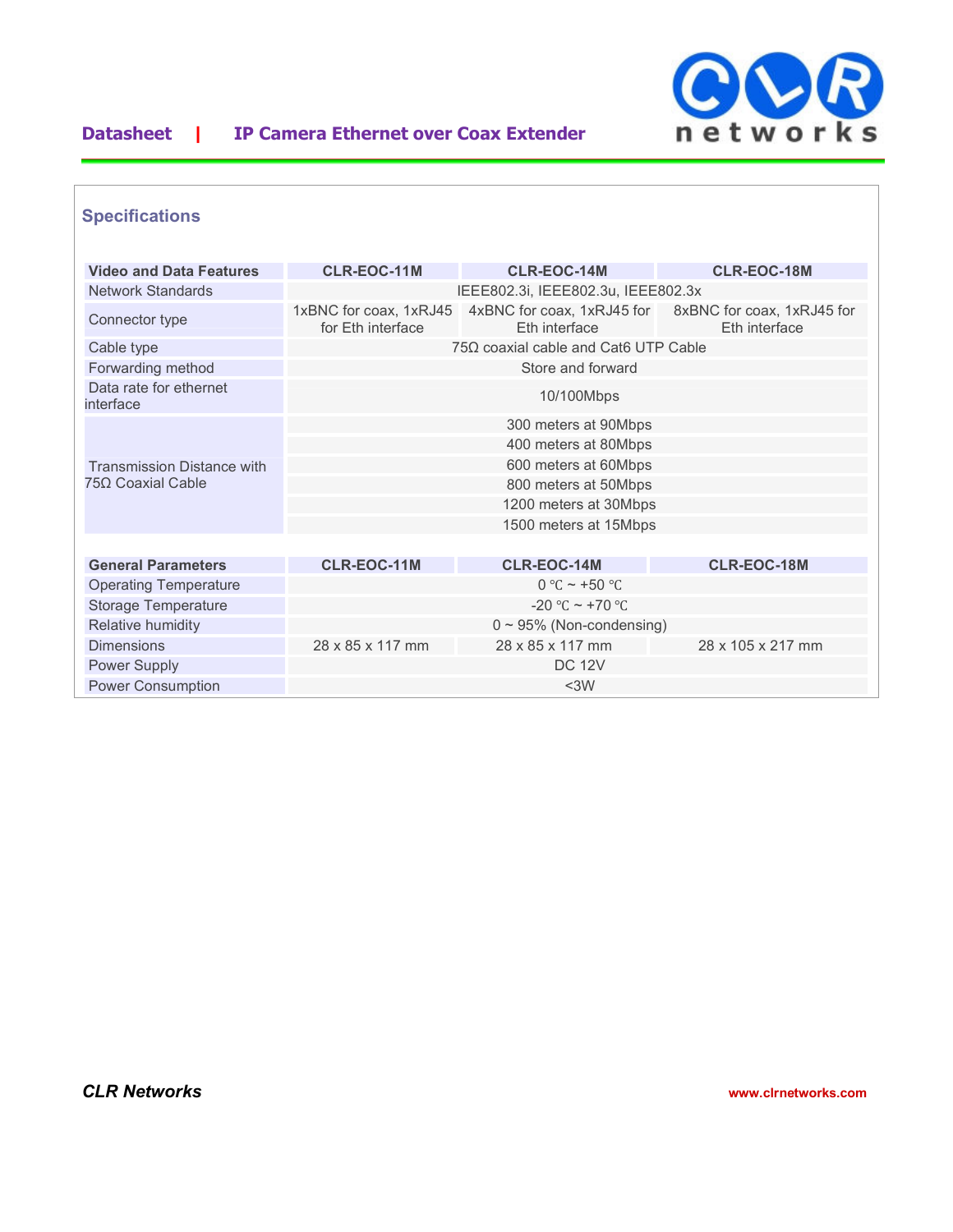## Specifications

| Video and Data Features | CLR-EOC-11M | CLR-EOC-14M | CLR-EOC-18M |
|---|---|---|---|
| Network Standards | IEEE802.3i, IEEE802.3u, IEEE802.3x | | |
| Connector type | 1xBNC for coax, 1xRJ45 for Eth interface | 4xBNC for coax, 1xRJ45 for Eth interface | 8xBNC for coax, 1xRJ45 for Eth interface |
| Cable type | 75Ω coaxial cable and Cat6 UTP Cable | | |
| Forwarding method | Store and forward | | |
| Data rate for ethernet interface | 10/100Mbps | | |
| Transmission Distance with 75Ω Coaxial Cable | 300 meters at 90Mbps | | |
| | 400 meters at 80Mbps | | |
| | 600 meters at 60Mbps | | |
| | 800 meters at 50Mbps | | |
| | 1200 meters at 30Mbps | | |
| | 1500 meters at 15Mbps | | |

| General Parameters | CLR-EOC-11M | CLR-EOC-14M | CLR-EOC-18M |
|---|---|---|---|
| Operating Temperature | 0 ℃ ~ +50 ℃ | | |
| Storage Temperature | -20 ℃ ~ +70 ℃ | | |
| Relative humidity | 0 ~ 95% (Non-condensing) | | |
| Dimensions | 28 x 85 x 117 mm | 28 x 85 x 117 mm | 28 x 105 x 217 mm |
| Power Supply | DC 12V | | |
| Power Consumption | <3W | | |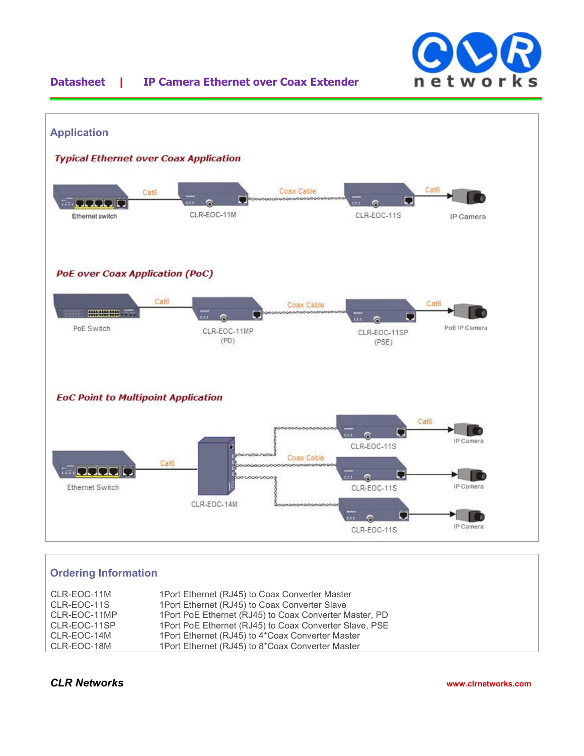## Application

### *Typical Ethernet over Coax Application*

Ethernet switch
Cat6
CLR-EOC-11M
Coax Cable
CLR-EOC-11S
Cat6
IP Camera

### *PoE over Coax Application (PoC)*

PoE Switch
Cat6
CLR-EOC-11MP
(PD)
Coax Cable
CLR-EOC-11SP
(PSE)
Cat6
PoE IP Camera

### *EoC Point to Multipoint Application*

Ethernet Switch
Cat6
CLR-EOC-14M
Coax Cable
CLR-EOC-11S
CLR-EOC-11S
CLR-EOC-11S
Cat6
IP Camera
IP Camera
IP Camera

## Ordering Information

| | |
|---|---|
| CLR-EOC-11M | 1Port Ethernet (RJ45) to Coax Converter Master |
| CLR-EOC-11S | 1Port Ethernet (RJ45) to Coax Converter Slave |
| CLR-EOC-11MP | 1Port PoE Ethernet (RJ45) to Coax Converter Master, PD |
| CLR-EOC-11SP | 1Port PoE Ethernet (RJ45) to Coax Converter Slave, PSE |
| CLR-EOC-14M | 1Port Ethernet (RJ45) to 4*Coax Converter Master |
| CLR-EOC-18M | 1Port Ethernet (RJ45) to 8*Coax Converter Master |